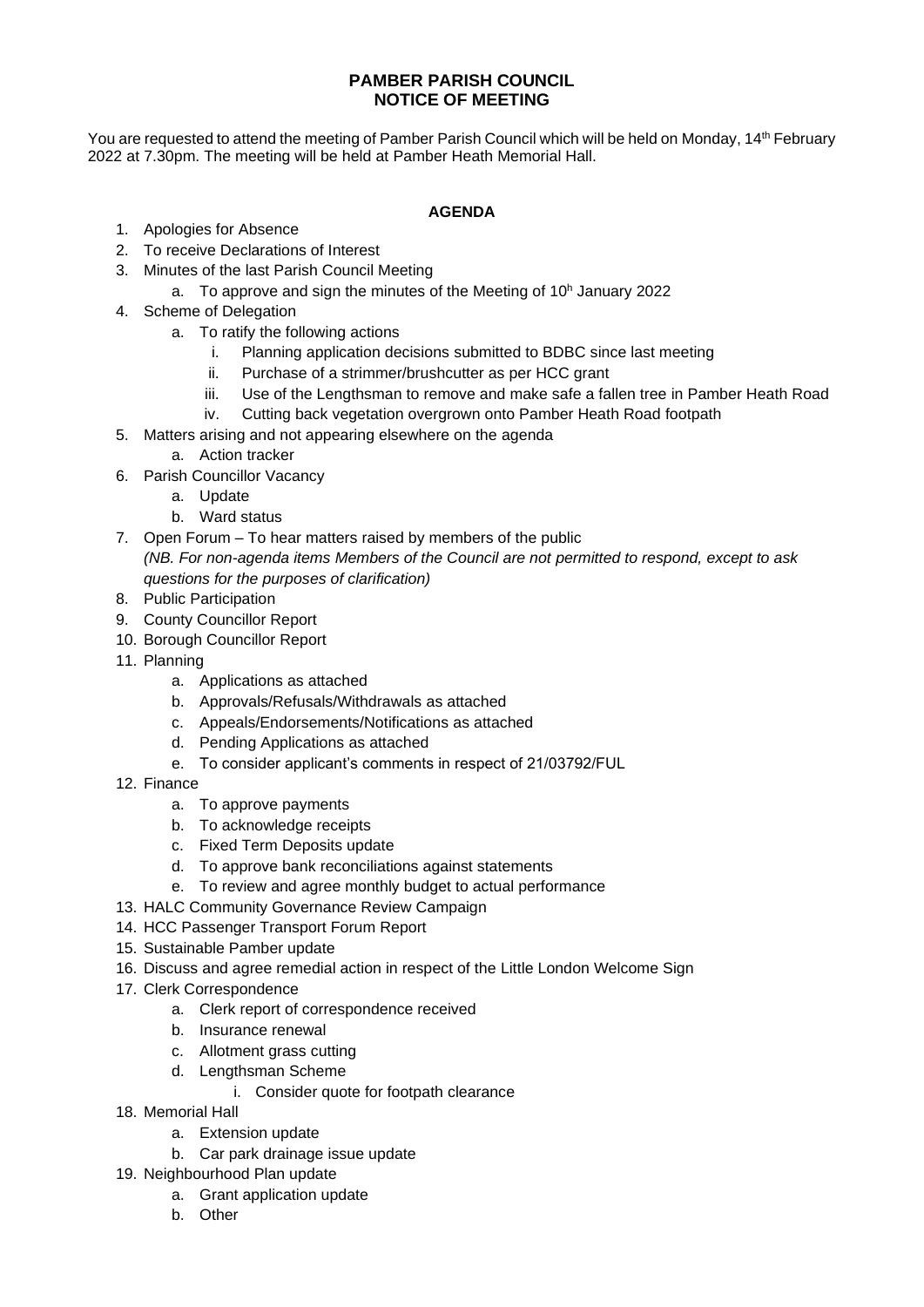# PAMBER PARISH COUNCIL
# NOTICE OF MEETING

You are requested to attend the meeting of Pamber Parish Council which will be held on Monday, 14th February 2022 at 7.30pm. The meeting will be held at Pamber Heath Memorial Hall.

**AGENDA**

1. Apologies for Absence
2. To receive Declarations of Interest
3. Minutes of the last Parish Council Meeting
    a. To approve and sign the minutes of the Meeting of 10h January 2022
4. Scheme of Delegation
    a. To ratify the following actions
        i. Planning application decisions submitted to BDBC since last meeting
        ii. Purchase of a strimmer/brushcutter as per HCC grant
        iii. Use of the Lengthsman to remove and make safe a fallen tree in Pamber Heath Road
        iv. Cutting back vegetation overgrown onto Pamber Heath Road footpath
5. Matters arising and not appearing elsewhere on the agenda
    a. Action tracker
6. Parish Councillor Vacancy
    a. Update
    b. Ward status
7. Open Forum – To hear matters raised by members of the public
   *(NB. For non-agenda items Members of the Council are not permitted to respond, except to ask questions for the purposes of clarification)*
8. Public Participation
9. County Councillor Report
10. Borough Councillor Report
11. Planning
    a. Applications as attached
    b. Approvals/Refusals/Withdrawals as attached
    c. Appeals/Endorsements/Notifications as attached
    d. Pending Applications as attached
    e. To consider applicant's comments in respect of 21/03792/FUL
12. Finance
    a. To approve payments
    b. To acknowledge receipts
    c. Fixed Term Deposits update
    d. To approve bank reconciliations against statements
    e. To review and agree monthly budget to actual performance
13. HALC Community Governance Review Campaign
14. HCC Passenger Transport Forum Report
15. Sustainable Pamber update
16. Discuss and agree remedial action in respect of the Little London Welcome Sign
17. Clerk Correspondence
    a. Clerk report of correspondence received
    b. Insurance renewal
    c. Allotment grass cutting
    d. Lengthsman Scheme
        i. Consider quote for footpath clearance
18. Memorial Hall
    a. Extension update
    b. Car park drainage issue update
19. Neighbourhood Plan update
    a. Grant application update
    b. Other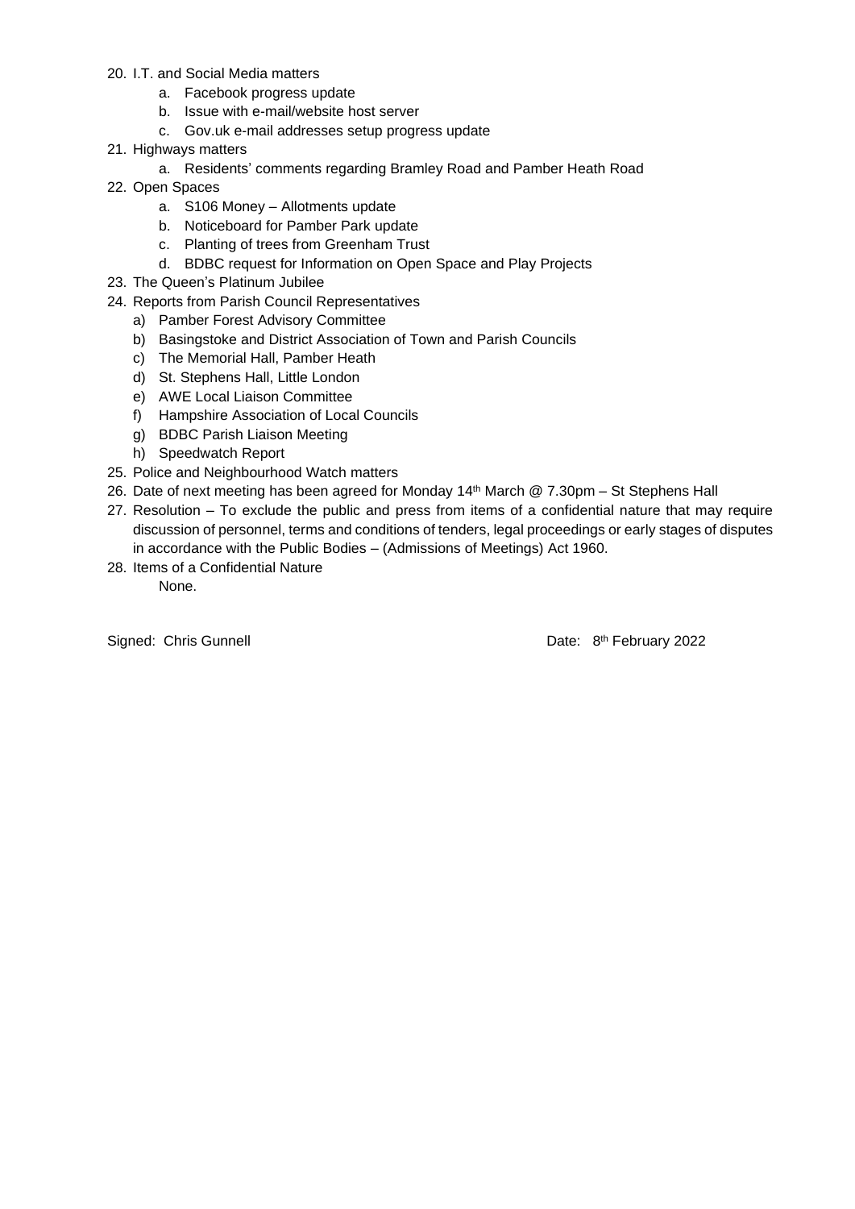20. I.T. and Social Media matters
    a. Facebook progress update
    b. Issue with e-mail/website host server
    c. Gov.uk e-mail addresses setup progress update
21. Highways matters
    a. Residents' comments regarding Bramley Road and Pamber Heath Road
22. Open Spaces
    a. S106 Money – Allotments update
    b. Noticeboard for Pamber Park update
    c. Planting of trees from Greenham Trust
    d. BDBC request for Information on Open Space and Play Projects
23. The Queen's Platinum Jubilee
24. Reports from Parish Council Representatives
    a) Pamber Forest Advisory Committee
    b) Basingstoke and District Association of Town and Parish Councils
    c) The Memorial Hall, Pamber Heath
    d) St. Stephens Hall, Little London
    e) AWE Local Liaison Committee
    f) Hampshire Association of Local Councils
    g) BDBC Parish Liaison Meeting
    h) Speedwatch Report
25. Police and Neighbourhood Watch matters
26. Date of next meeting has been agreed for Monday 14th March @ 7.30pm – St Stephens Hall
27. Resolution – To exclude the public and press from items of a confidential nature that may require discussion of personnel, terms and conditions of tenders, legal proceedings or early stages of disputes in accordance with the Public Bodies – (Admissions of Meetings) Act 1960.
28. Items of a Confidential Nature

    None.

Signed: Chris Gunnell                                                    Date: 8th February 2022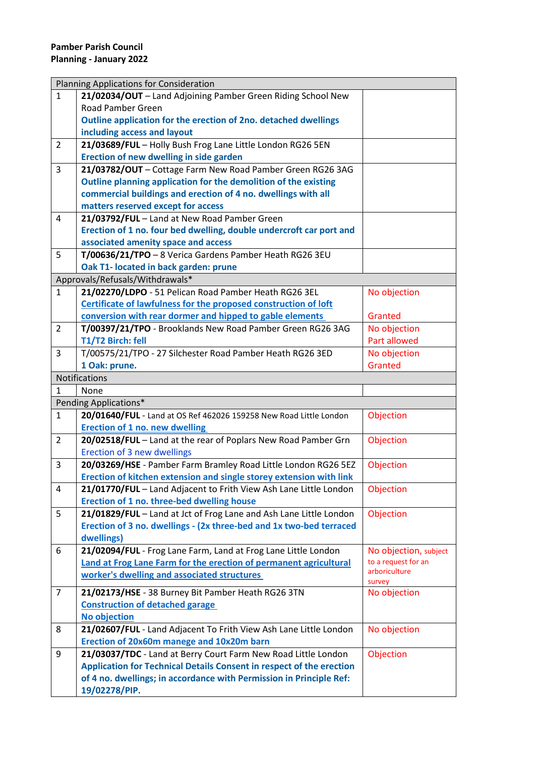**Pamber Parish Council**
**Planning - January 2022**

| Planning Applications for Consideration | | |
|---|---|---|
| 1 | **21/02034/OUT** – Land Adjoining Pamber Green Riding School New Road Pamber Green **Outline application for the erection of 2no. detached dwellings including access and layout** | |
| 2 | **21/03689/FUL** – Holly Bush Frog Lane Little London RG26 5EN **Erection of new dwelling in side garden** | |
| 3 | **21/03782/OUT** – Cottage Farm New Road Pamber Green RG26 3AG **Outline planning application for the demolition of the existing commercial buildings and erection of 4 no. dwellings with all matters reserved except for access** | |
| 4 | **21/03792/FUL** – Land at New Road Pamber Green **Erection of 1 no. four bed dwelling, double undercroft car port and associated amenity space and access** | |
| 5 | **T/00636/21/TPO** – 8 Verica Gardens Pamber Heath RG26 3EU **Oak T1- located in back garden: prune** | |
| Approvals/Refusals/Withdrawals* | | |
| 1 | **21/02270/LDPO** - 51 Pelican Road Pamber Heath RG26 3EL **Certificate of lawfulness for the proposed construction of loft conversion with rear dormer and hipped to gable elements** | No objection<br><br>Granted |
| 2 | **T/00397/21/TPO** - Brooklands New Road Pamber Green RG26 3AG **T1/T2 Birch: fell** | No objection<br>Part allowed |
| 3 | T/00575/21/TPO - 27 Silchester Road Pamber Heath RG26 3ED **1 Oak: prune.** | No objection<br>Granted |
| Notifications | | |
| 1 | None | |
| Pending Applications* | | |
| 1 | **20/01640/FUL** - Land at OS Ref 462026 159258 New Road Little London **Erection of 1 no. new dwelling** | Objection |
| 2 | **20/02518/FUL** – Land at the rear of Poplars New Road Pamber Grn Erection of 3 new dwellings | Objection |
| 3 | **20/03269/HSE** - Pamber Farm Bramley Road Little London RG26 5EZ **Erection of kitchen extension and single storey extension with link** | Objection |
| 4 | **21/01770/FUL** – Land Adjacent to Frith View Ash Lane Little London **Erection of 1 no. three-bed dwelling house** | Objection |
| 5 | **21/01829/FUL** – Land at Jct of Frog Lane and Ash Lane Little London **Erection of 3 no. dwellings - (2x three-bed and 1x two-bed terraced dwellings)** | Objection |
| 6 | **21/02094/FUL** - Frog Lane Farm, Land at Frog Lane Little London **Land at Frog Lane Farm for the erection of permanent agricultural worker's dwelling and associated structures** | No objection, subject to a request for an arboriculture survey |
| 7 | **21/02173/HSE** - 38 Burney Bit Pamber Heath RG26 3TN **Construction of detached garage** **No objection** | No objection |
| 8 | **21/02607/FUL** - Land Adjacent To Frith View Ash Lane Little London **Erection of 20x60m manege and 10x20m barn** | No objection |
| 9 | **21/03037/TDC** - Land at Berry Court Farm New Road Little London **Application for Technical Details Consent in respect of the erection of 4 no. dwellings; in accordance with Permission in Principle Ref: 19/02278/PIP.** | Objection |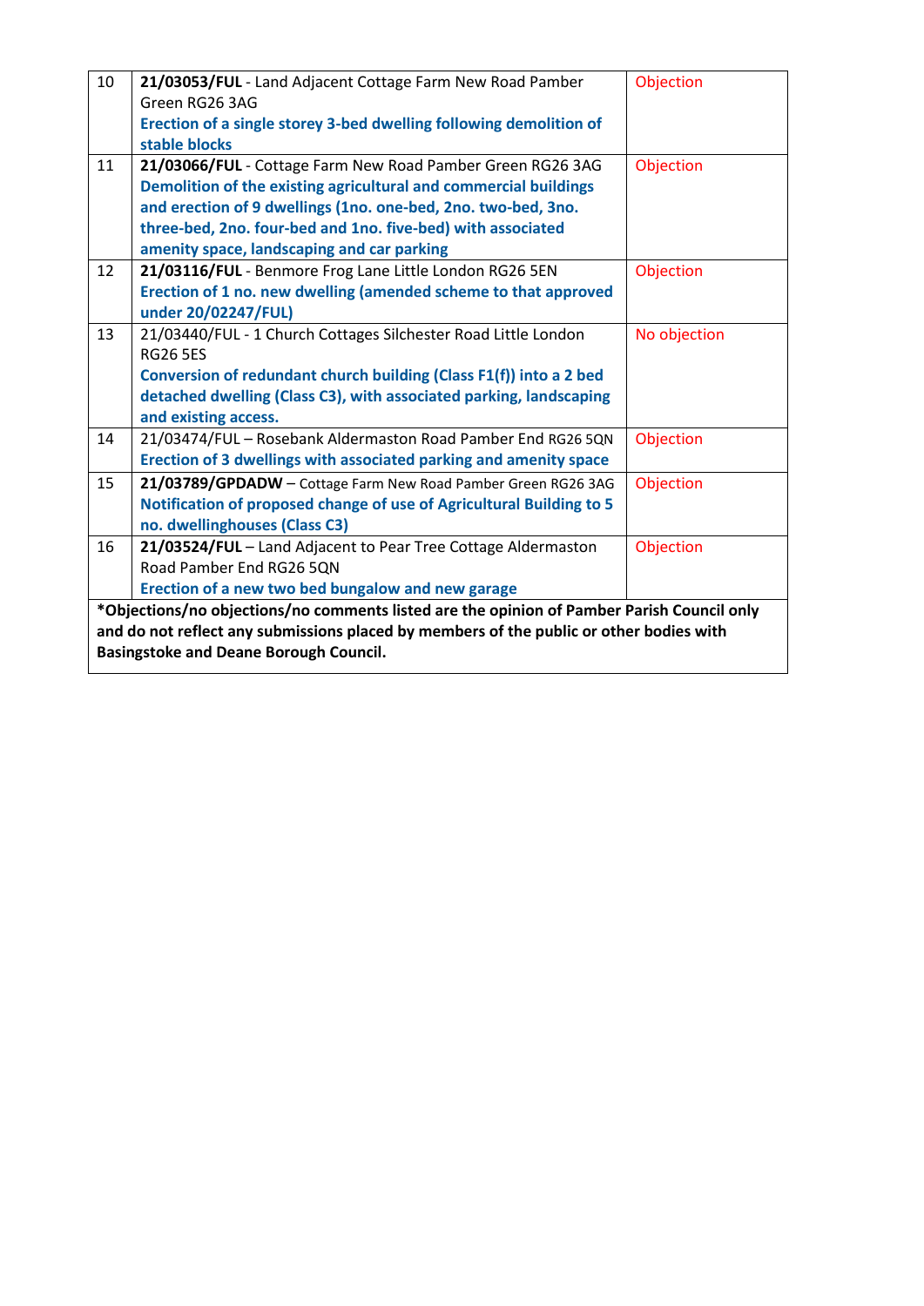| | | |
|---|---|---|
| 10 | **21/03053/FUL** - Land Adjacent Cottage Farm New Road Pamber Green RG26 3AG **Erection of a single storey 3-bed dwelling following demolition of stable blocks** | Objection |
| 11 | **21/03066/FUL** - Cottage Farm New Road Pamber Green RG26 3AG **Demolition of the existing agricultural and commercial buildings and erection of 9 dwellings (1no. one-bed, 2no. two-bed, 3no. three-bed, 2no. four-bed and 1no. five-bed) with associated amenity space, landscaping and car parking** | Objection |
| 12 | **21/03116/FUL** - Benmore Frog Lane Little London RG26 5EN **Erection of 1 no. new dwelling (amended scheme to that approved under 20/02247/FUL)** | Objection |
| 13 | 21/03440/FUL - 1 Church Cottages Silchester Road Little London RG26 5ES **Conversion of redundant church building (Class F1(f)) into a 2 bed detached dwelling (Class C3), with associated parking, landscaping and existing access.** | No objection |
| 14 | 21/03474/FUL – Rosebank Aldermaston Road Pamber End RG26 5QN **Erection of 3 dwellings with associated parking and amenity space** | Objection |
| 15 | **21/03789/GPDADW** – Cottage Farm New Road Pamber Green RG26 3AG **Notification of proposed change of use of Agricultural Building to 5 no. dwellinghouses (Class C3)** | Objection |
| 16 | **21/03524/FUL** – Land Adjacent to Pear Tree Cottage Aldermaston Road Pamber End RG26 5QN **Erection of a new two bed bungalow and new garage** | Objection |

**\*Objections/no objections/no comments listed are the opinion of Pamber Parish Council only and do not reflect any submissions placed by members of the public or other bodies with Basingstoke and Deane Borough Council.**